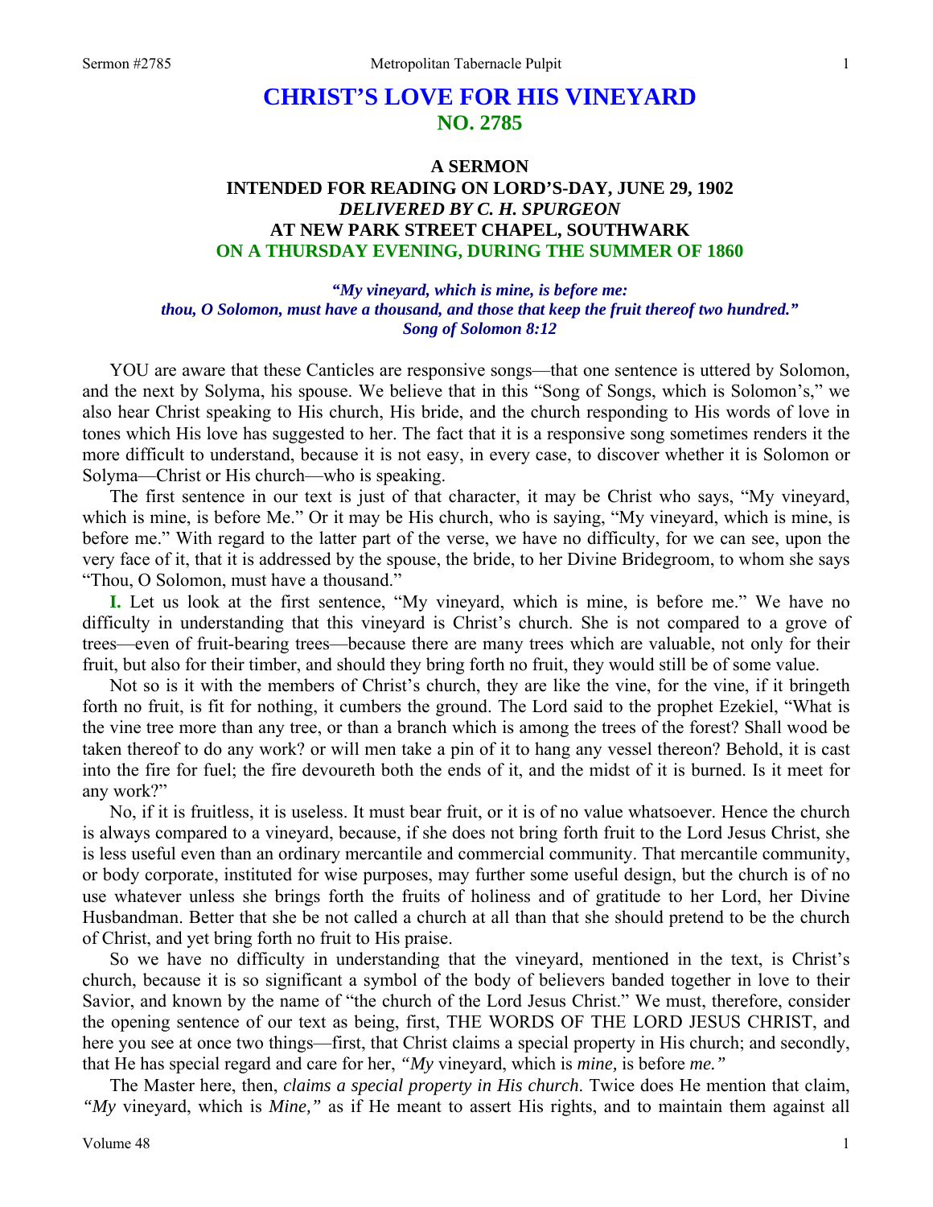# CHRIST'S LOVE FOR HIS VINEYARD
## NO. 2785

### A SERMON
### INTENDED FOR READING ON LORD'S-DAY, JUNE 29, 1902
### *DELIVERED BY C. H. SPURGEON*
### AT NEW PARK STREET CHAPEL, SOUTHWARK
### ON A THURSDAY EVENING, DURING THE SUMMER OF 1860

***"My vineyard, which is mine, is before me: thou, O Solomon, must have a thousand, and those that keep the fruit thereof two hundred." Song of Solomon 8:12***

YOU are aware that these Canticles are responsive songs—that one sentence is uttered by Solomon, and the next by Solyma, his spouse. We believe that in this "Song of Songs, which is Solomon's," we also hear Christ speaking to His church, His bride, and the church responding to His words of love in tones which His love has suggested to her. The fact that it is a responsive song sometimes renders it the more difficult to understand, because it is not easy, in every case, to discover whether it is Solomon or Solyma—Christ or His church—who is speaking.

The first sentence in our text is just of that character, it may be Christ who says, "My vineyard, which is mine, is before Me." Or it may be His church, who is saying, "My vineyard, which is mine, is before me." With regard to the latter part of the verse, we have no difficulty, for we can see, upon the very face of it, that it is addressed by the spouse, the bride, to her Divine Bridegroom, to whom she says "Thou, O Solomon, must have a thousand."

**I.** Let us look at the first sentence, "My vineyard, which is mine, is before me." We have no difficulty in understanding that this vineyard is Christ's church. She is not compared to a grove of trees—even of fruit-bearing trees—because there are many trees which are valuable, not only for their fruit, but also for their timber, and should they bring forth no fruit, they would still be of some value.

Not so is it with the members of Christ's church, they are like the vine, for the vine, if it bringeth forth no fruit, is fit for nothing, it cumbers the ground. The Lord said to the prophet Ezekiel, "What is the vine tree more than any tree, or than a branch which is among the trees of the forest? Shall wood be taken thereof to do any work? or will men take a pin of it to hang any vessel thereon? Behold, it is cast into the fire for fuel; the fire devoureth both the ends of it, and the midst of it is burned. Is it meet for any work?"

No, if it is fruitless, it is useless. It must bear fruit, or it is of no value whatsoever. Hence the church is always compared to a vineyard, because, if she does not bring forth fruit to the Lord Jesus Christ, she is less useful even than an ordinary mercantile and commercial community. That mercantile community, or body corporate, instituted for wise purposes, may further some useful design, but the church is of no use whatever unless she brings forth the fruits of holiness and of gratitude to her Lord, her Divine Husbandman. Better that she be not called a church at all than that she should pretend to be the church of Christ, and yet bring forth no fruit to His praise.

So we have no difficulty in understanding that the vineyard, mentioned in the text, is Christ's church, because it is so significant a symbol of the body of believers banded together in love to their Savior, and known by the name of "the church of the Lord Jesus Christ." We must, therefore, consider the opening sentence of our text as being, first, THE WORDS OF THE LORD JESUS CHRIST, and here you see at once two things—first, that Christ claims a special property in His church; and secondly, that He has special regard and care for her, *"My* vineyard, which is *mine,* is before *me."*

The Master here, then, *claims a special property in His church*. Twice does He mention that claim, *"My* vineyard, which is *Mine,"* as if He meant to assert His rights, and to maintain them against all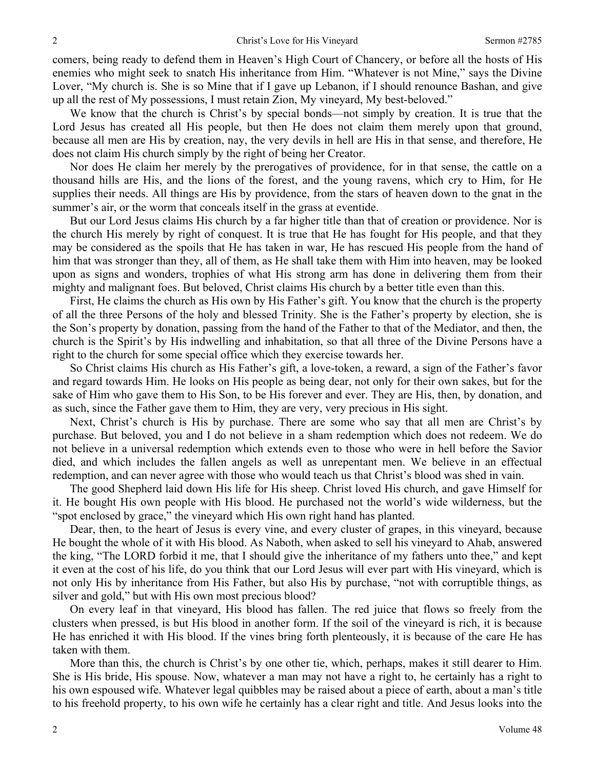comers, being ready to defend them in Heaven's High Court of Chancery, or before all the hosts of His enemies who might seek to snatch His inheritance from Him. "Whatever is not Mine," says the Divine Lover, "My church is. She is so Mine that if I gave up Lebanon, if I should renounce Bashan, and give up all the rest of My possessions, I must retain Zion, My vineyard, My best-beloved."

We know that the church is Christ's by special bonds—not simply by creation. It is true that the Lord Jesus has created all His people, but then He does not claim them merely upon that ground, because all men are His by creation, nay, the very devils in hell are His in that sense, and therefore, He does not claim His church simply by the right of being her Creator.

Nor does He claim her merely by the prerogatives of providence, for in that sense, the cattle on a thousand hills are His, and the lions of the forest, and the young ravens, which cry to Him, for He supplies their needs. All things are His by providence, from the stars of heaven down to the gnat in the summer's air, or the worm that conceals itself in the grass at eventide.

But our Lord Jesus claims His church by a far higher title than that of creation or providence. Nor is the church His merely by right of conquest. It is true that He has fought for His people, and that they may be considered as the spoils that He has taken in war, He has rescued His people from the hand of him that was stronger than they, all of them, as He shall take them with Him into heaven, may be looked upon as signs and wonders, trophies of what His strong arm has done in delivering them from their mighty and malignant foes. But beloved, Christ claims His church by a better title even than this.

First, He claims the church as His own by His Father's gift. You know that the church is the property of all the three Persons of the holy and blessed Trinity. She is the Father's property by election, she is the Son's property by donation, passing from the hand of the Father to that of the Mediator, and then, the church is the Spirit's by His indwelling and inhabitation, so that all three of the Divine Persons have a right to the church for some special office which they exercise towards her.

So Christ claims His church as His Father's gift, a love-token, a reward, a sign of the Father's favor and regard towards Him. He looks on His people as being dear, not only for their own sakes, but for the sake of Him who gave them to His Son, to be His forever and ever. They are His, then, by donation, and as such, since the Father gave them to Him, they are very, very precious in His sight.

Next, Christ's church is His by purchase. There are some who say that all men are Christ's by purchase. But beloved, you and I do not believe in a sham redemption which does not redeem. We do not believe in a universal redemption which extends even to those who were in hell before the Savior died, and which includes the fallen angels as well as unrepentant men. We believe in an effectual redemption, and can never agree with those who would teach us that Christ's blood was shed in vain.

The good Shepherd laid down His life for His sheep. Christ loved His church, and gave Himself for it. He bought His own people with His blood. He purchased not the world's wide wilderness, but the "spot enclosed by grace," the vineyard which His own right hand has planted.

Dear, then, to the heart of Jesus is every vine, and every cluster of grapes, in this vineyard, because He bought the whole of it with His blood. As Naboth, when asked to sell his vineyard to Ahab, answered the king, "The LORD forbid it me, that I should give the inheritance of my fathers unto thee," and kept it even at the cost of his life, do you think that our Lord Jesus will ever part with His vineyard, which is not only His by inheritance from His Father, but also His by purchase, "not with corruptible things, as silver and gold," but with His own most precious blood?

On every leaf in that vineyard, His blood has fallen. The red juice that flows so freely from the clusters when pressed, is but His blood in another form. If the soil of the vineyard is rich, it is because He has enriched it with His blood. If the vines bring forth plenteously, it is because of the care He has taken with them.

More than this, the church is Christ's by one other tie, which, perhaps, makes it still dearer to Him. She is His bride, His spouse. Now, whatever a man may not have a right to, he certainly has a right to his own espoused wife. Whatever legal quibbles may be raised about a piece of earth, about a man's title to his freehold property, to his own wife he certainly has a clear right and title. And Jesus looks into the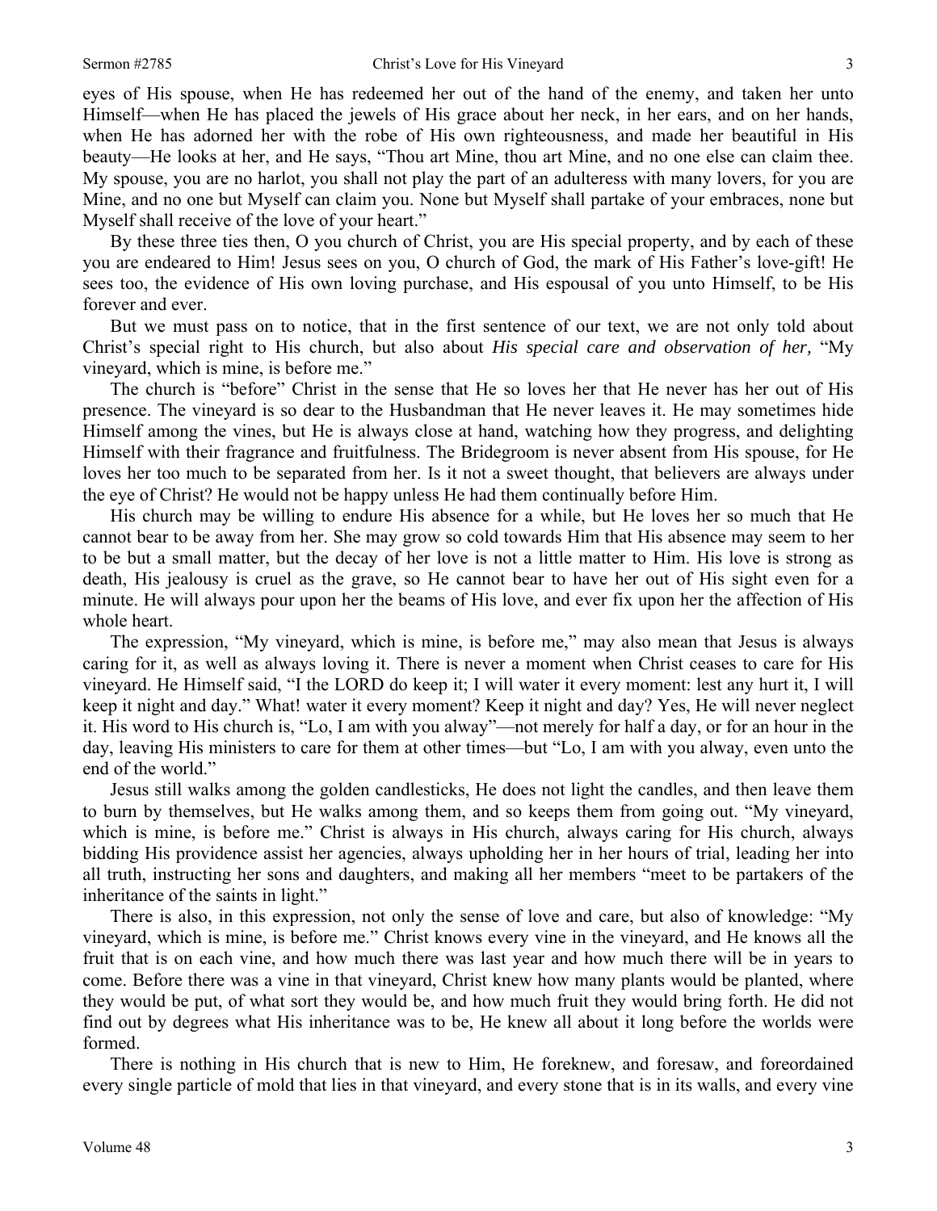eyes of His spouse, when He has redeemed her out of the hand of the enemy, and taken her unto Himself—when He has placed the jewels of His grace about her neck, in her ears, and on her hands, when He has adorned her with the robe of His own righteousness, and made her beautiful in His beauty—He looks at her, and He says, "Thou art Mine, thou art Mine, and no one else can claim thee. My spouse, you are no harlot, you shall not play the part of an adulteress with many lovers, for you are Mine, and no one but Myself can claim you. None but Myself shall partake of your embraces, none but Myself shall receive of the love of your heart."

By these three ties then, O you church of Christ, you are His special property, and by each of these you are endeared to Him! Jesus sees on you, O church of God, the mark of His Father's love-gift! He sees too, the evidence of His own loving purchase, and His espousal of you unto Himself, to be His forever and ever.

But we must pass on to notice, that in the first sentence of our text, we are not only told about Christ's special right to His church, but also about *His special care and observation of her,* "My vineyard, which is mine, is before me."

The church is "before" Christ in the sense that He so loves her that He never has her out of His presence. The vineyard is so dear to the Husbandman that He never leaves it. He may sometimes hide Himself among the vines, but He is always close at hand, watching how they progress, and delighting Himself with their fragrance and fruitfulness. The Bridegroom is never absent from His spouse, for He loves her too much to be separated from her. Is it not a sweet thought, that believers are always under the eye of Christ? He would not be happy unless He had them continually before Him.

His church may be willing to endure His absence for a while, but He loves her so much that He cannot bear to be away from her. She may grow so cold towards Him that His absence may seem to her to be but a small matter, but the decay of her love is not a little matter to Him. His love is strong as death, His jealousy is cruel as the grave, so He cannot bear to have her out of His sight even for a minute. He will always pour upon her the beams of His love, and ever fix upon her the affection of His whole heart.

The expression, "My vineyard, which is mine, is before me," may also mean that Jesus is always caring for it, as well as always loving it. There is never a moment when Christ ceases to care for His vineyard. He Himself said, "I the LORD do keep it; I will water it every moment: lest any hurt it, I will keep it night and day." What! water it every moment? Keep it night and day? Yes, He will never neglect it. His word to His church is, "Lo, I am with you alway"—not merely for half a day, or for an hour in the day, leaving His ministers to care for them at other times—but "Lo, I am with you alway, even unto the end of the world."

Jesus still walks among the golden candlesticks, He does not light the candles, and then leave them to burn by themselves, but He walks among them, and so keeps them from going out. "My vineyard, which is mine, is before me." Christ is always in His church, always caring for His church, always bidding His providence assist her agencies, always upholding her in her hours of trial, leading her into all truth, instructing her sons and daughters, and making all her members "meet to be partakers of the inheritance of the saints in light."

There is also, in this expression, not only the sense of love and care, but also of knowledge: "My vineyard, which is mine, is before me." Christ knows every vine in the vineyard, and He knows all the fruit that is on each vine, and how much there was last year and how much there will be in years to come. Before there was a vine in that vineyard, Christ knew how many plants would be planted, where they would be put, of what sort they would be, and how much fruit they would bring forth. He did not find out by degrees what His inheritance was to be, He knew all about it long before the worlds were formed.

There is nothing in His church that is new to Him, He foreknew, and foresaw, and foreordained every single particle of mold that lies in that vineyard, and every stone that is in its walls, and every vine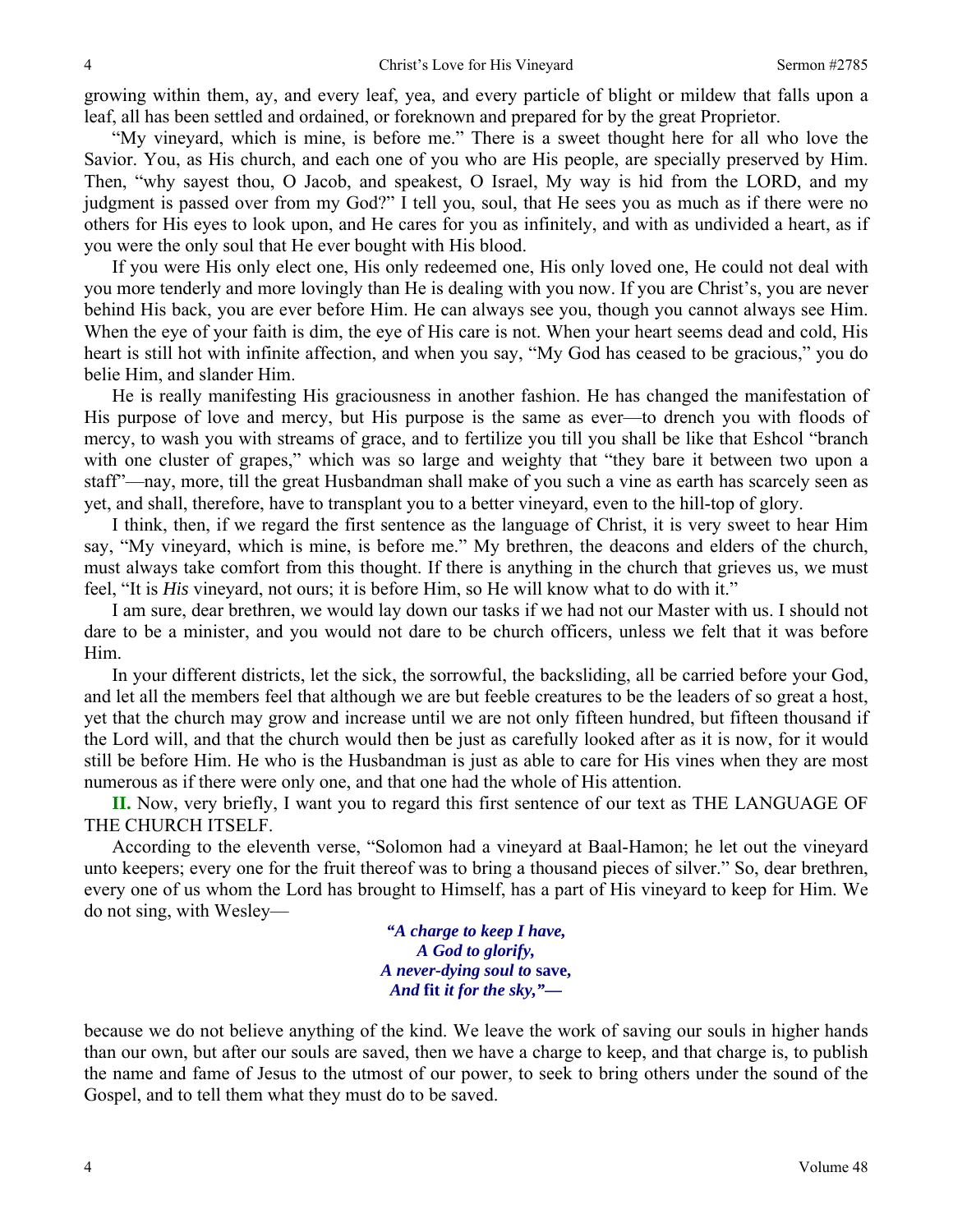growing within them, ay, and every leaf, yea, and every particle of blight or mildew that falls upon a leaf, all has been settled and ordained, or foreknown and prepared for by the great Proprietor.

"My vineyard, which is mine, is before me." There is a sweet thought here for all who love the Savior. You, as His church, and each one of you who are His people, are specially preserved by Him. Then, "why sayest thou, O Jacob, and speakest, O Israel, My way is hid from the LORD, and my judgment is passed over from my God?" I tell you, soul, that He sees you as much as if there were no others for His eyes to look upon, and He cares for you as infinitely, and with as undivided a heart, as if you were the only soul that He ever bought with His blood.

If you were His only elect one, His only redeemed one, His only loved one, He could not deal with you more tenderly and more lovingly than He is dealing with you now. If you are Christ's, you are never behind His back, you are ever before Him. He can always see you, though you cannot always see Him. When the eye of your faith is dim, the eye of His care is not. When your heart seems dead and cold, His heart is still hot with infinite affection, and when you say, "My God has ceased to be gracious," you do belie Him, and slander Him.

He is really manifesting His graciousness in another fashion. He has changed the manifestation of His purpose of love and mercy, but His purpose is the same as ever—to drench you with floods of mercy, to wash you with streams of grace, and to fertilize you till you shall be like that Eshcol "branch with one cluster of grapes," which was so large and weighty that "they bare it between two upon a staff"—nay, more, till the great Husbandman shall make of you such a vine as earth has scarcely seen as yet, and shall, therefore, have to transplant you to a better vineyard, even to the hill-top of glory.

I think, then, if we regard the first sentence as the language of Christ, it is very sweet to hear Him say, "My vineyard, which is mine, is before me." My brethren, the deacons and elders of the church, must always take comfort from this thought. If there is anything in the church that grieves us, we must feel, "It is *His* vineyard, not ours; it is before Him, so He will know what to do with it."

I am sure, dear brethren, we would lay down our tasks if we had not our Master with us. I should not dare to be a minister, and you would not dare to be church officers, unless we felt that it was before Him.

In your different districts, let the sick, the sorrowful, the backsliding, all be carried before your God, and let all the members feel that although we are but feeble creatures to be the leaders of so great a host, yet that the church may grow and increase until we are not only fifteen hundred, but fifteen thousand if the Lord will, and that the church would then be just as carefully looked after as it is now, for it would still be before Him. He who is the Husbandman is just as able to care for His vines when they are most numerous as if there were only one, and that one had the whole of His attention.

**II.** Now, very briefly, I want you to regard this first sentence of our text as THE LANGUAGE OF THE CHURCH ITSELF.

According to the eleventh verse, "Solomon had a vineyard at Baal-Hamon; he let out the vineyard unto keepers; every one for the fruit thereof was to bring a thousand pieces of silver." So, dear brethren, every one of us whom the Lord has brought to Himself, has a part of His vineyard to keep for Him. We do not sing, with Wesley—

> ***"A charge to keep I have,***
> ***A God to glorify,***
> ***A never-dying soul to* save,**
> ***And* fit *it for the sky,"—***

because we do not believe anything of the kind. We leave the work of saving our souls in higher hands than our own, but after our souls are saved, then we have a charge to keep, and that charge is, to publish the name and fame of Jesus to the utmost of our power, to seek to bring others under the sound of the Gospel, and to tell them what they must do to be saved.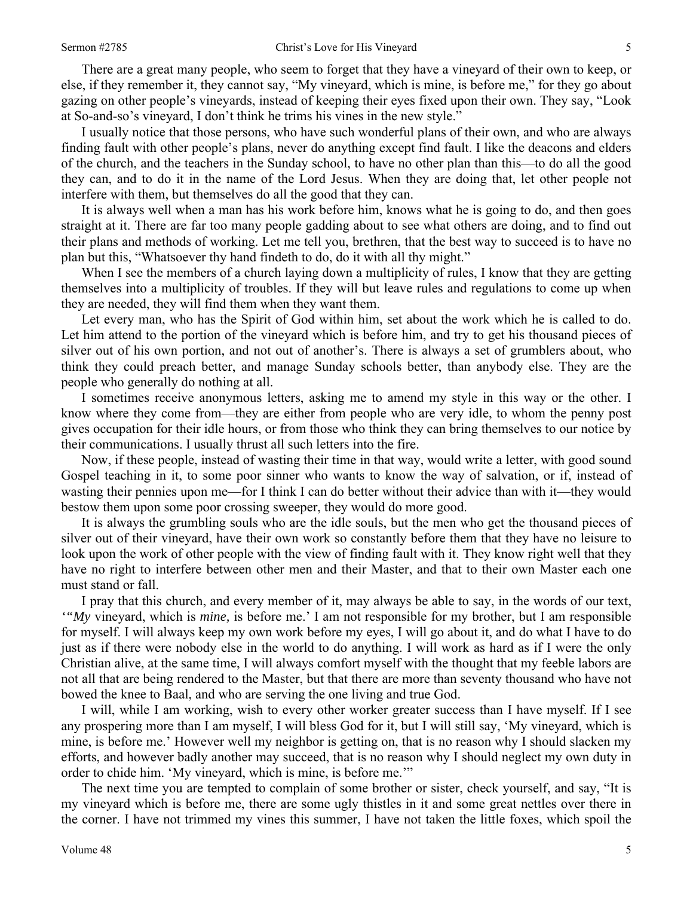There are a great many people, who seem to forget that they have a vineyard of their own to keep, or else, if they remember it, they cannot say, "My vineyard, which is mine, is before me," for they go about gazing on other people's vineyards, instead of keeping their eyes fixed upon their own. They say, "Look at So-and-so's vineyard, I don't think he trims his vines in the new style."

I usually notice that those persons, who have such wonderful plans of their own, and who are always finding fault with other people's plans, never do anything except find fault. I like the deacons and elders of the church, and the teachers in the Sunday school, to have no other plan than this—to do all the good they can, and to do it in the name of the Lord Jesus. When they are doing that, let other people not interfere with them, but themselves do all the good that they can.

It is always well when a man has his work before him, knows what he is going to do, and then goes straight at it. There are far too many people gadding about to see what others are doing, and to find out their plans and methods of working. Let me tell you, brethren, that the best way to succeed is to have no plan but this, "Whatsoever thy hand findeth to do, do it with all thy might."

When I see the members of a church laying down a multiplicity of rules, I know that they are getting themselves into a multiplicity of troubles. If they will but leave rules and regulations to come up when they are needed, they will find them when they want them.

Let every man, who has the Spirit of God within him, set about the work which he is called to do. Let him attend to the portion of the vineyard which is before him, and try to get his thousand pieces of silver out of his own portion, and not out of another's. There is always a set of grumblers about, who think they could preach better, and manage Sunday schools better, than anybody else. They are the people who generally do nothing at all.

I sometimes receive anonymous letters, asking me to amend my style in this way or the other. I know where they come from—they are either from people who are very idle, to whom the penny post gives occupation for their idle hours, or from those who think they can bring themselves to our notice by their communications. I usually thrust all such letters into the fire.

Now, if these people, instead of wasting their time in that way, would write a letter, with good sound Gospel teaching in it, to some poor sinner who wants to know the way of salvation, or if, instead of wasting their pennies upon me—for I think I can do better without their advice than with it—they would bestow them upon some poor crossing sweeper, they would do more good.

It is always the grumbling souls who are the idle souls, but the men who get the thousand pieces of silver out of their vineyard, have their own work so constantly before them that they have no leisure to look upon the work of other people with the view of finding fault with it. They know right well that they have no right to interfere between other men and their Master, and that to their own Master each one must stand or fall.

I pray that this church, and every member of it, may always be able to say, in the words of our text, '"*My* vineyard, which is *mine,* is before me.' I am not responsible for my brother, but I am responsible for myself. I will always keep my own work before my eyes, I will go about it, and do what I have to do just as if there were nobody else in the world to do anything. I will work as hard as if I were the only Christian alive, at the same time, I will always comfort myself with the thought that my feeble labors are not all that are being rendered to the Master, but that there are more than seventy thousand who have not bowed the knee to Baal, and who are serving the one living and true God.

I will, while I am working, wish to every other worker greater success than I have myself. If I see any prospering more than I am myself, I will bless God for it, but I will still say, 'My vineyard, which is mine, is before me.' However well my neighbor is getting on, that is no reason why I should slacken my efforts, and however badly another may succeed, that is no reason why I should neglect my own duty in order to chide him. 'My vineyard, which is mine, is before me.'"

The next time you are tempted to complain of some brother or sister, check yourself, and say, "It is my vineyard which is before me, there are some ugly thistles in it and some great nettles over there in the corner. I have not trimmed my vines this summer, I have not taken the little foxes, which spoil the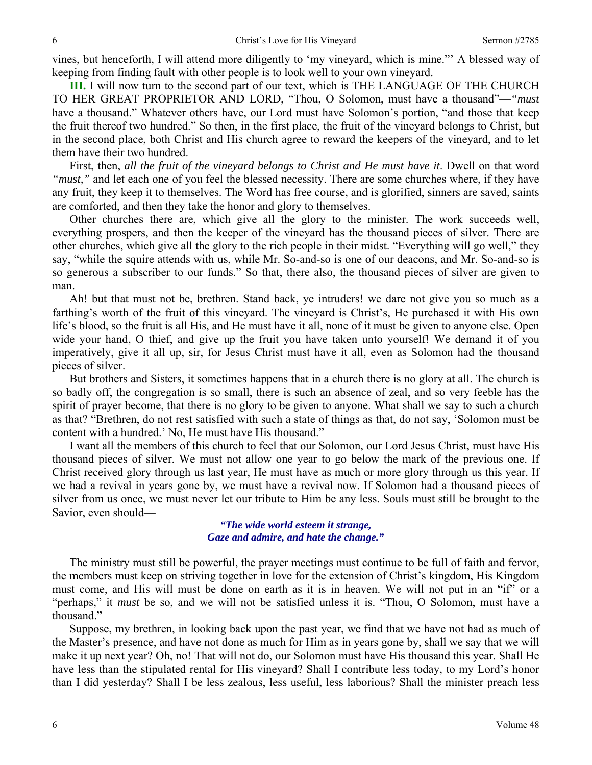vines, but henceforth, I will attend more diligently to 'my vineyard, which is mine."' A blessed way of keeping from finding fault with other people is to look well to your own vineyard.

**III.** I will now turn to the second part of our text, which is THE LANGUAGE OF THE CHURCH TO HER GREAT PROPRIETOR AND LORD, "Thou, O Solomon, must have a thousand"—*"must* have a thousand." Whatever others have, our Lord must have Solomon's portion, "and those that keep the fruit thereof two hundred." So then, in the first place, the fruit of the vineyard belongs to Christ, but in the second place, both Christ and His church agree to reward the keepers of the vineyard, and to let them have their two hundred.

First, then, *all the fruit of the vineyard belongs to Christ and He must have it*. Dwell on that word *"must,"* and let each one of you feel the blessed necessity. There are some churches where, if they have any fruit, they keep it to themselves. The Word has free course, and is glorified, sinners are saved, saints are comforted, and then they take the honor and glory to themselves.

Other churches there are, which give all the glory to the minister. The work succeeds well, everything prospers, and then the keeper of the vineyard has the thousand pieces of silver. There are other churches, which give all the glory to the rich people in their midst. "Everything will go well," they say, "while the squire attends with us, while Mr. So-and-so is one of our deacons, and Mr. So-and-so is so generous a subscriber to our funds." So that, there also, the thousand pieces of silver are given to man.

Ah! but that must not be, brethren. Stand back, ye intruders! we dare not give you so much as a farthing's worth of the fruit of this vineyard. The vineyard is Christ's, He purchased it with His own life's blood, so the fruit is all His, and He must have it all, none of it must be given to anyone else. Open wide your hand, O thief, and give up the fruit you have taken unto yourself! We demand it of you imperatively, give it all up, sir, for Jesus Christ must have it all, even as Solomon had the thousand pieces of silver.

But brothers and Sisters, it sometimes happens that in a church there is no glory at all. The church is so badly off, the congregation is so small, there is such an absence of zeal, and so very feeble has the spirit of prayer become, that there is no glory to be given to anyone. What shall we say to such a church as that? "Brethren, do not rest satisfied with such a state of things as that, do not say, 'Solomon must be content with a hundred.' No, He must have His thousand."

I want all the members of this church to feel that our Solomon, our Lord Jesus Christ, must have His thousand pieces of silver. We must not allow one year to go below the mark of the previous one. If Christ received glory through us last year, He must have as much or more glory through us this year. If we had a revival in years gone by, we must have a revival now. If Solomon had a thousand pieces of silver from us once, we must never let our tribute to Him be any less. Souls must still be brought to the Savior, even should—

> ***"The wide world esteem it strange,***
> ***Gaze and admire, and hate the change."***

The ministry must still be powerful, the prayer meetings must continue to be full of faith and fervor, the members must keep on striving together in love for the extension of Christ's kingdom, His Kingdom must come, and His will must be done on earth as it is in heaven. We will not put in an "if" or a "perhaps," it *must* be so, and we will not be satisfied unless it is. "Thou, O Solomon, must have a thousand."

Suppose, my brethren, in looking back upon the past year, we find that we have not had as much of the Master's presence, and have not done as much for Him as in years gone by, shall we say that we will make it up next year? Oh, no! That will not do, our Solomon must have His thousand this year. Shall He have less than the stipulated rental for His vineyard? Shall I contribute less today, to my Lord's honor than I did yesterday? Shall I be less zealous, less useful, less laborious? Shall the minister preach less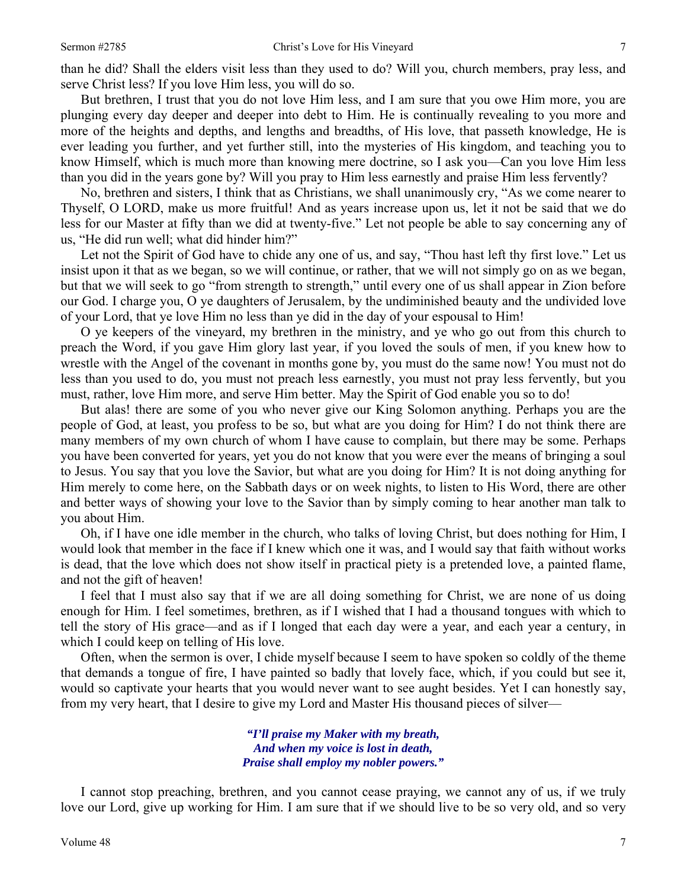than he did? Shall the elders visit less than they used to do? Will you, church members, pray less, and serve Christ less? If you love Him less, you will do so.

But brethren, I trust that you do not love Him less, and I am sure that you owe Him more, you are plunging every day deeper and deeper into debt to Him. He is continually revealing to you more and more of the heights and depths, and lengths and breadths, of His love, that passeth knowledge, He is ever leading you further, and yet further still, into the mysteries of His kingdom, and teaching you to know Himself, which is much more than knowing mere doctrine, so I ask you—Can you love Him less than you did in the years gone by? Will you pray to Him less earnestly and praise Him less fervently?

No, brethren and sisters, I think that as Christians, we shall unanimously cry, "As we come nearer to Thyself, O LORD, make us more fruitful! And as years increase upon us, let it not be said that we do less for our Master at fifty than we did at twenty-five." Let not people be able to say concerning any of us, "He did run well; what did hinder him?"

Let not the Spirit of God have to chide any one of us, and say, "Thou hast left thy first love." Let us insist upon it that as we began, so we will continue, or rather, that we will not simply go on as we began, but that we will seek to go "from strength to strength," until every one of us shall appear in Zion before our God. I charge you, O ye daughters of Jerusalem, by the undiminished beauty and the undivided love of your Lord, that ye love Him no less than ye did in the day of your espousal to Him!

O ye keepers of the vineyard, my brethren in the ministry, and ye who go out from this church to preach the Word, if you gave Him glory last year, if you loved the souls of men, if you knew how to wrestle with the Angel of the covenant in months gone by, you must do the same now! You must not do less than you used to do, you must not preach less earnestly, you must not pray less fervently, but you must, rather, love Him more, and serve Him better. May the Spirit of God enable you so to do!

But alas! there are some of you who never give our King Solomon anything. Perhaps you are the people of God, at least, you profess to be so, but what are you doing for Him? I do not think there are many members of my own church of whom I have cause to complain, but there may be some. Perhaps you have been converted for years, yet you do not know that you were ever the means of bringing a soul to Jesus. You say that you love the Savior, but what are you doing for Him? It is not doing anything for Him merely to come here, on the Sabbath days or on week nights, to listen to His Word, there are other and better ways of showing your love to the Savior than by simply coming to hear another man talk to you about Him.

Oh, if I have one idle member in the church, who talks of loving Christ, but does nothing for Him, I would look that member in the face if I knew which one it was, and I would say that faith without works is dead, that the love which does not show itself in practical piety is a pretended love, a painted flame, and not the gift of heaven!

I feel that I must also say that if we are all doing something for Christ, we are none of us doing enough for Him. I feel sometimes, brethren, as if I wished that I had a thousand tongues with which to tell the story of His grace—and as if I longed that each day were a year, and each year a century, in which I could keep on telling of His love.

Often, when the sermon is over, I chide myself because I seem to have spoken so coldly of the theme that demands a tongue of fire, I have painted so badly that lovely face, which, if you could but see it, would so captivate your hearts that you would never want to see aught besides. Yet I can honestly say, from my very heart, that I desire to give my Lord and Master His thousand pieces of silver—

> ***"I'll praise my Maker with my breath,***
> ***And when my voice is lost in death,***
> ***Praise shall employ my nobler powers."***

I cannot stop preaching, brethren, and you cannot cease praying, we cannot any of us, if we truly love our Lord, give up working for Him. I am sure that if we should live to be so very old, and so very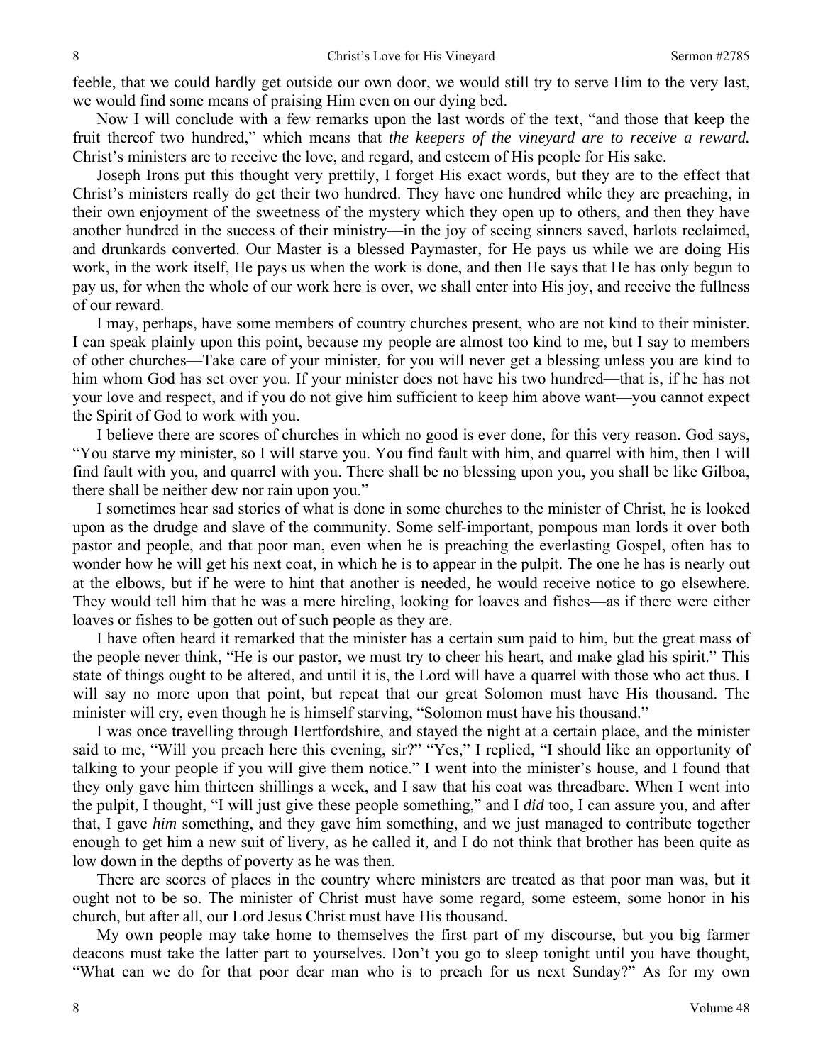feeble, that we could hardly get outside our own door, we would still try to serve Him to the very last, we would find some means of praising Him even on our dying bed.

Now I will conclude with a few remarks upon the last words of the text, "and those that keep the fruit thereof two hundred," which means that *the keepers of the vineyard are to receive a reward.* Christ's ministers are to receive the love, and regard, and esteem of His people for His sake.

Joseph Irons put this thought very prettily, I forget His exact words, but they are to the effect that Christ's ministers really do get their two hundred. They have one hundred while they are preaching, in their own enjoyment of the sweetness of the mystery which they open up to others, and then they have another hundred in the success of their ministry—in the joy of seeing sinners saved, harlots reclaimed, and drunkards converted. Our Master is a blessed Paymaster, for He pays us while we are doing His work, in the work itself, He pays us when the work is done, and then He says that He has only begun to pay us, for when the whole of our work here is over, we shall enter into His joy, and receive the fullness of our reward.

I may, perhaps, have some members of country churches present, who are not kind to their minister. I can speak plainly upon this point, because my people are almost too kind to me, but I say to members of other churches—Take care of your minister, for you will never get a blessing unless you are kind to him whom God has set over you. If your minister does not have his two hundred—that is, if he has not your love and respect, and if you do not give him sufficient to keep him above want—you cannot expect the Spirit of God to work with you.

I believe there are scores of churches in which no good is ever done, for this very reason. God says, "You starve my minister, so I will starve you. You find fault with him, and quarrel with him, then I will find fault with you, and quarrel with you. There shall be no blessing upon you, you shall be like Gilboa, there shall be neither dew nor rain upon you."

I sometimes hear sad stories of what is done in some churches to the minister of Christ, he is looked upon as the drudge and slave of the community. Some self-important, pompous man lords it over both pastor and people, and that poor man, even when he is preaching the everlasting Gospel, often has to wonder how he will get his next coat, in which he is to appear in the pulpit. The one he has is nearly out at the elbows, but if he were to hint that another is needed, he would receive notice to go elsewhere. They would tell him that he was a mere hireling, looking for loaves and fishes—as if there were either loaves or fishes to be gotten out of such people as they are.

I have often heard it remarked that the minister has a certain sum paid to him, but the great mass of the people never think, "He is our pastor, we must try to cheer his heart, and make glad his spirit." This state of things ought to be altered, and until it is, the Lord will have a quarrel with those who act thus. I will say no more upon that point, but repeat that our great Solomon must have His thousand. The minister will cry, even though he is himself starving, "Solomon must have his thousand."

I was once travelling through Hertfordshire, and stayed the night at a certain place, and the minister said to me, "Will you preach here this evening, sir?" "Yes," I replied, "I should like an opportunity of talking to your people if you will give them notice." I went into the minister's house, and I found that they only gave him thirteen shillings a week, and I saw that his coat was threadbare. When I went into the pulpit, I thought, "I will just give these people something," and I *did* too, I can assure you, and after that, I gave *him* something, and they gave him something, and we just managed to contribute together enough to get him a new suit of livery, as he called it, and I do not think that brother has been quite as low down in the depths of poverty as he was then.

There are scores of places in the country where ministers are treated as that poor man was, but it ought not to be so. The minister of Christ must have some regard, some esteem, some honor in his church, but after all, our Lord Jesus Christ must have His thousand.

My own people may take home to themselves the first part of my discourse, but you big farmer deacons must take the latter part to yourselves. Don't you go to sleep tonight until you have thought, "What can we do for that poor dear man who is to preach for us next Sunday?" As for my own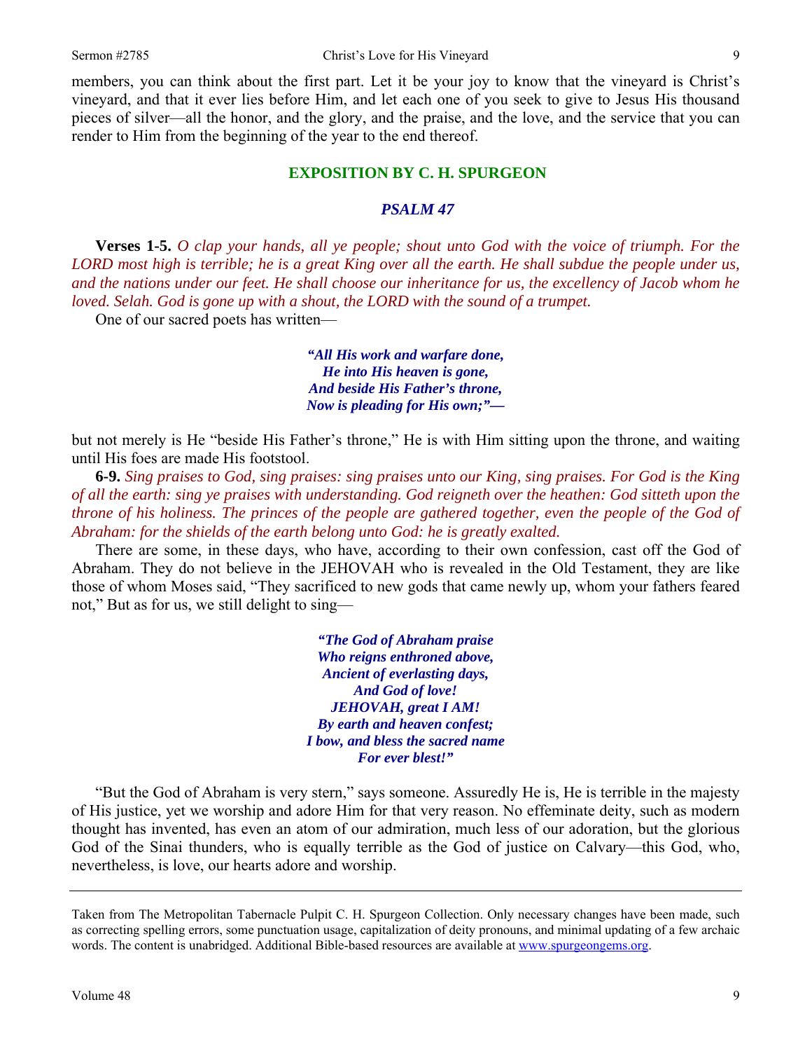members, you can think about the first part. Let it be your joy to know that the vineyard is Christ's vineyard, and that it ever lies before Him, and let each one of you seek to give to Jesus His thousand pieces of silver—all the honor, and the glory, and the praise, and the love, and the service that you can render to Him from the beginning of the year to the end thereof.

## EXPOSITION BY C. H. SPURGEON

### *PSALM 47*

**Verses 1-5.** *O clap your hands, all ye people; shout unto God with the voice of triumph. For the LORD most high is terrible; he is a great King over all the earth. He shall subdue the people under us, and the nations under our feet. He shall choose our inheritance for us, the excellency of Jacob whom he loved. Selah. God is gone up with a shout, the LORD with the sound of a trumpet.*

One of our sacred poets has written—

> ***"All His work and warfare done,***
> ***He into His heaven is gone,***
> ***And beside His Father's throne,***
> ***Now is pleading for His own;"—***

but not merely is He "beside His Father's throne," He is with Him sitting upon the throne, and waiting until His foes are made His footstool.

**6-9.** *Sing praises to God, sing praises: sing praises unto our King, sing praises. For God is the King of all the earth: sing ye praises with understanding. God reigneth over the heathen: God sitteth upon the throne of his holiness. The princes of the people are gathered together, even the people of the God of Abraham: for the shields of the earth belong unto God: he is greatly exalted.*

There are some, in these days, who have, according to their own confession, cast off the God of Abraham. They do not believe in the JEHOVAH who is revealed in the Old Testament, they are like those of whom Moses said, "They sacrificed to new gods that came newly up, whom your fathers feared not," But as for us, we still delight to sing—

> ***"The God of Abraham praise***
> ***Who reigns enthroned above,***
> ***Ancient of everlasting days,***
> ***And God of love!***
> ***JEHOVAH, great I AM!***
> ***By earth and heaven confest;***
> ***I bow, and bless the sacred name***
> ***For ever blest!"***

"But the God of Abraham is very stern," says someone. Assuredly He is, He is terrible in the majesty of His justice, yet we worship and adore Him for that very reason. No effeminate deity, such as modern thought has invented, has even an atom of our admiration, much less of our adoration, but the glorious God of the Sinai thunders, who is equally terrible as the God of justice on Calvary—this God, who, nevertheless, is love, our hearts adore and worship.

---

Taken from The Metropolitan Tabernacle Pulpit C. H. Spurgeon Collection. Only necessary changes have been made, such as correcting spelling errors, some punctuation usage, capitalization of deity pronouns, and minimal updating of a few archaic words. The content is unabridged. Additional Bible-based resources are available at www.spurgeongems.org.